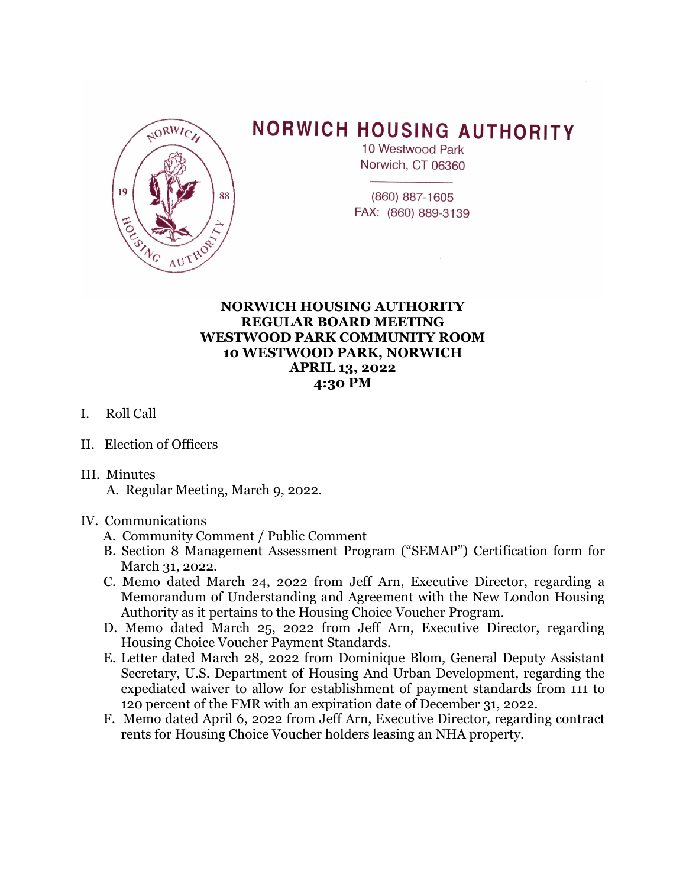# NORWICH HOUSING AUTHORITY

10 Westwood Park
Norwich, CT 06360

(860) 887-1605
FAX: (860) 889-3139

**NORWICH HOUSING AUTHORITY**
**REGULAR BOARD MEETING**
**WESTWOOD PARK COMMUNITY ROOM**
**10 WESTWOOD PARK, NORWICH**
**APRIL 13, 2022**
**4:30 PM**

I. Roll Call

II. Election of Officers

III. Minutes
   A. Regular Meeting, March 9, 2022.

IV. Communications
   A. Community Comment / Public Comment
   B. Section 8 Management Assessment Program ("SEMAP") Certification form for March 31, 2022.
   C. Memo dated March 24, 2022 from Jeff Arn, Executive Director, regarding a Memorandum of Understanding and Agreement with the New London Housing Authority as it pertains to the Housing Choice Voucher Program.
   D. Memo dated March 25, 2022 from Jeff Arn, Executive Director, regarding Housing Choice Voucher Payment Standards.
   E. Letter dated March 28, 2022 from Dominique Blom, General Deputy Assistant Secretary, U.S. Department of Housing And Urban Development, regarding the expediated waiver to allow for establishment of payment standards from 111 to 120 percent of the FMR with an expiration date of December 31, 2022.
   F. Memo dated April 6, 2022 from Jeff Arn, Executive Director, regarding contract rents for Housing Choice Voucher holders leasing an NHA property.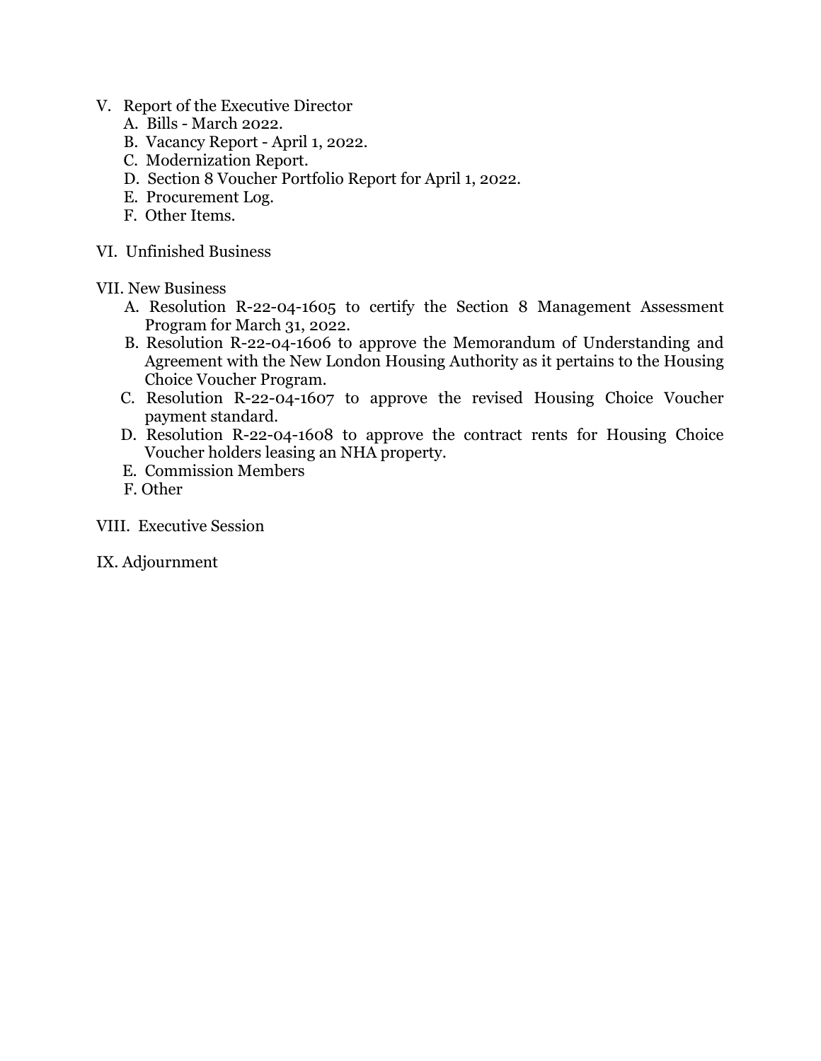V. Report of the Executive Director
   - A. Bills - March 2022.
   - B. Vacancy Report - April 1, 2022.
   - C. Modernization Report.
   - D. Section 8 Voucher Portfolio Report for April 1, 2022.
   - E. Procurement Log.
   - F. Other Items.

VI. Unfinished Business

VII. New Business
   - A. Resolution R-22-04-1605 to certify the Section 8 Management Assessment Program for March 31, 2022.
   - B. Resolution R-22-04-1606 to approve the Memorandum of Understanding and Agreement with the New London Housing Authority as it pertains to the Housing Choice Voucher Program.
   - C. Resolution R-22-04-1607 to approve the revised Housing Choice Voucher payment standard.
   - D. Resolution R-22-04-1608 to approve the contract rents for Housing Choice Voucher holders leasing an NHA property.
   - E. Commission Members
   - F. Other

VIII. Executive Session

IX. Adjournment